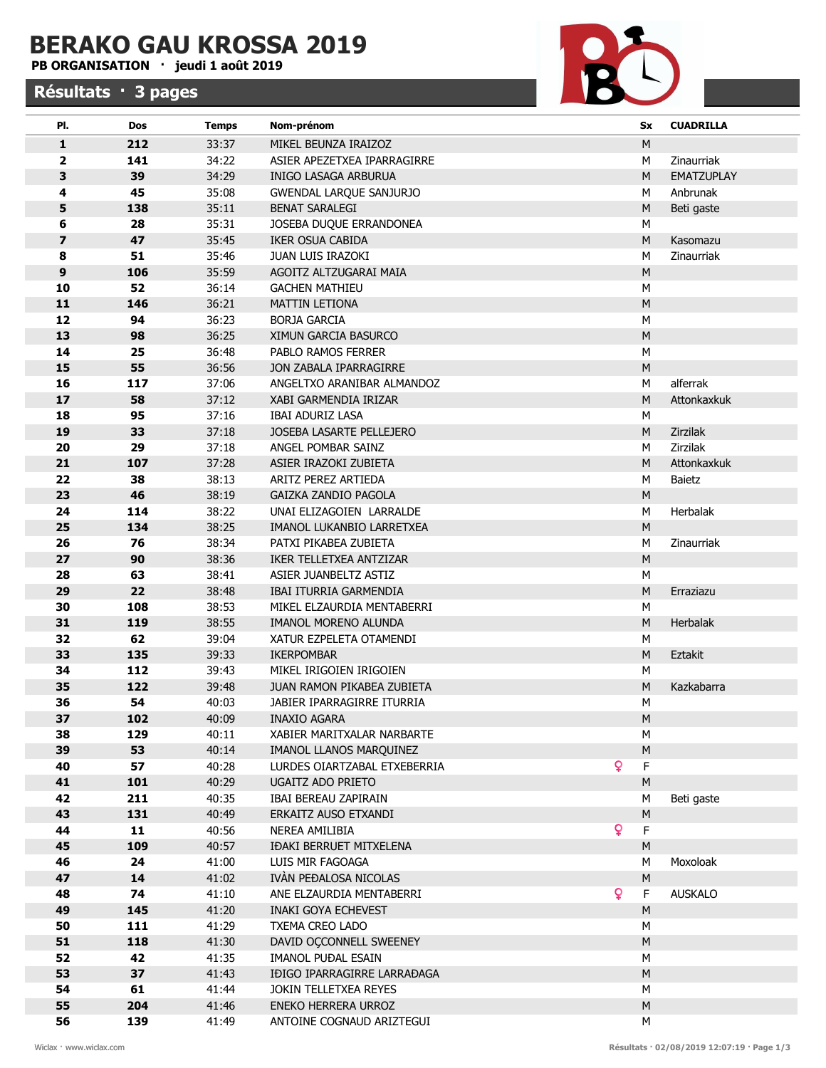# BERAKO GAU KROSSA 2019

**PB ORGANISATION · jeudi 1 août 2019**

## Résultats · 3 pages

| Pl. | Dos | Temps | Nom-prénom | Sx | CUADRILLA |
|---|---|---|---|---|---|
| 1 | 212 | 33:37 | MIKEL BEUNZA IRAIZOZ | M | |
| 2 | 141 | 34:22 | ASIER APEZETXEA IPARRAGIRRE | M | Zinaurriak |
| 3 | 39 | 34:29 | INIGO LASAGA ARBURUA | M | EMATZUPLAY |
| 4 | 45 | 35:08 | GWENDAL LARQUE SANJURJO | M | Anbrunak |
| 5 | 138 | 35:11 | BENAT SARALEGI | M | Beti gaste |
| 6 | 28 | 35:31 | JOSEBA DUQUE ERRANDONEA | M | |
| 7 | 47 | 35:45 | IKER OSUA CABIDA | M | Kasomazu |
| 8 | 51 | 35:46 | JUAN LUIS IRAZOKI | M | Zinaurriak |
| 9 | 106 | 35:59 | AGOITZ ALTZUGARAI MAIA | M | |
| 10 | 52 | 36:14 | GACHEN MATHIEU | M | |
| 11 | 146 | 36:21 | MATTIN LETIONA | M | |
| 12 | 94 | 36:23 | BORJA GARCIA | M | |
| 13 | 98 | 36:25 | XIMUN GARCIA BASURCO | M | |
| 14 | 25 | 36:48 | PABLO RAMOS FERRER | M | |
| 15 | 55 | 36:56 | JON ZABALA IPARRAGIRRE | M | |
| 16 | 117 | 37:06 | ANGELTXO ARANIBAR ALMANDOZ | M | alferrak |
| 17 | 58 | 37:12 | XABI GARMENDIA IRIZAR | M | Attonkaxkuk |
| 18 | 95 | 37:16 | IBAI ADURIZ LASA | M | |
| 19 | 33 | 37:18 | JOSEBA LASARTE PELLEJERO | M | Zirzilak |
| 20 | 29 | 37:18 | ANGEL POMBAR SAINZ | M | Zirzilak |
| 21 | 107 | 37:28 | ASIER IRAZOKI ZUBIETA | M | Attonkaxkuk |
| 22 | 38 | 38:13 | ARITZ PEREZ ARTIEDA | M | Baietz |
| 23 | 46 | 38:19 | GAIZKA ZANDIO PAGOLA | M | |
| 24 | 114 | 38:22 | UNAI ELIZAGOIEN LARRALDE | M | Herbalak |
| 25 | 134 | 38:25 | IMANOL LUKANBIO LARRETXEA | M | |
| 26 | 76 | 38:34 | PATXI PIKABEA ZUBIETA | M | Zinaurriak |
| 27 | 90 | 38:36 | IKER TELLETXEA ANTZIZAR | M | |
| 28 | 63 | 38:41 | ASIER JUANBELTZ ASTIZ | M | |
| 29 | 22 | 38:48 | IBAI ITURRIA GARMENDIA | M | Erraziazu |
| 30 | 108 | 38:53 | MIKEL ELZAURDIA MENTABERRI | M | |
| 31 | 119 | 38:55 | IMANOL MORENO ALUNDA | M | Herbalak |
| 32 | 62 | 39:04 | XATUR EZPELETA OTAMENDI | M | |
| 33 | 135 | 39:33 | IKERPOMBAR | M | Eztakit |
| 34 | 112 | 39:43 | MIKEL IRIGOIEN IRIGOIEN | M | |
| 35 | 122 | 39:48 | JUAN RAMON PIKABEA ZUBIETA | M | Kazkabarra |
| 36 | 54 | 40:03 | JABIER IPARRAGIRRE ITURRIA | M | |
| 37 | 102 | 40:09 | INAXIO AGARA | M | |
| 38 | 129 | 40:11 | XABIER MARITXALAR NARBARTE | M | |
| 39 | 53 | 40:14 | IMANOL LLANOS MARQUINEZ | M | |
| 40 | 57 | 40:28 | LURDES OIARTZABAL ETXEBERRIA | ♀ F | |
| 41 | 101 | 40:29 | UGAITZ ADO PRIETO | M | |
| 42 | 211 | 40:35 | IBAI BEREAU ZAPIRAIN | M | Beti gaste |
| 43 | 131 | 40:49 | ERKAITZ AUSO ETXANDI | M | |
| 44 | 11 | 40:56 | NEREA AMILIBIA | ♀ F | |
| 45 | 109 | 40:57 | IÐAKI BERRUET MITXELENA | M | |
| 46 | 24 | 41:00 | LUIS MIR FAGOAGA | M | Moxoloak |
| 47 | 14 | 41:02 | IVÀN PEÐALOSA NICOLAS | M | |
| 48 | 74 | 41:10 | ANE ELZAURDIA MENTABERRI | ♀ F | AUSKALO |
| 49 | 145 | 41:20 | INAKI GOYA ECHEVEST | M | |
| 50 | 111 | 41:29 | TXEMA CREO LADO | M | |
| 51 | 118 | 41:30 | DAVID OÇCONNELL SWEENEY | M | |
| 52 | 42 | 41:35 | IMANOL PUÐAL ESAIN | M | |
| 53 | 37 | 41:43 | IÐIGO IPARRAGIRRE LARRAÐAGA | M | |
| 54 | 61 | 41:44 | JOKIN TELLETXEA REYES | M | |
| 55 | 204 | 41:46 | ENEKO HERRERA URROZ | M | |
| 56 | 139 | 41:49 | ANTOINE COGNAUD ARIZTEGUI | M | |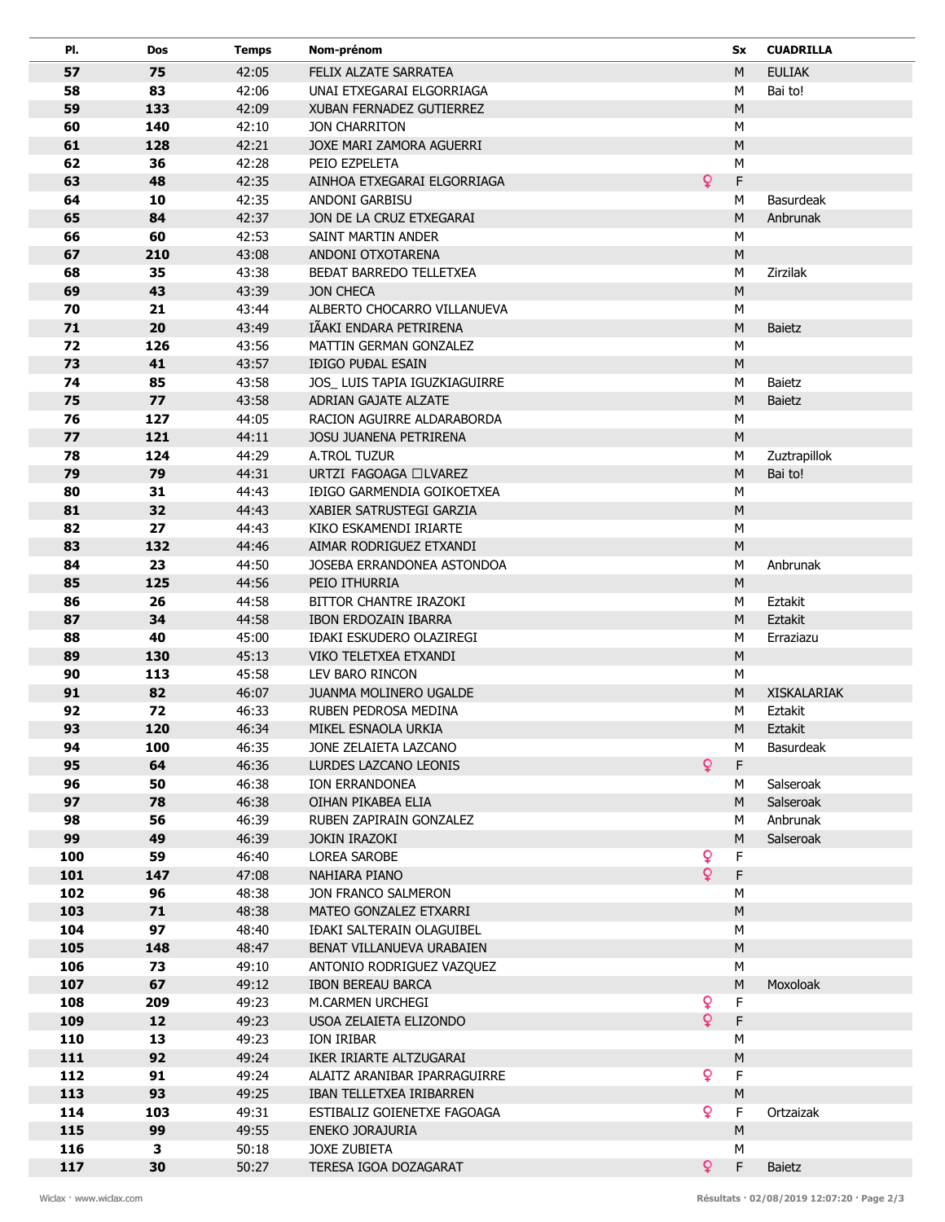| Pl. | Dos | Temps | Nom-prénom | | Sx | CUADRILLA |
|---|---|---|---|---|---|---|
| 57 | 75 | 42:05 | FELIX ALZATE SARRATEA | | M | EULIAK |
| 58 | 83 | 42:06 | UNAI ETXEGARAI ELGORRIAGA | | M | Bai to! |
| 59 | 133 | 42:09 | XUBAN FERNADEZ GUTIERREZ | | M | |
| 60 | 140 | 42:10 | JON CHARRITON | | M | |
| 61 | 128 | 42:21 | JOXE MARI ZAMORA AGUERRI | | M | |
| 62 | 36 | 42:28 | PEIO EZPELETA | | M | |
| 63 | 48 | 42:35 | AINHOA ETXEGARAI ELGORRIAGA | ♀ | F | |
| 64 | 10 | 42:35 | ANDONI GARBISU | | M | Basurdeak |
| 65 | 84 | 42:37 | JON DE LA CRUZ ETXEGARAI | | M | Anbrunak |
| 66 | 60 | 42:53 | SAINT MARTIN ANDER | | M | |
| 67 | 210 | 43:08 | ANDONI OTXOTARENA | | M | |
| 68 | 35 | 43:38 | BEĐAT BARREDO TELLETXEA | | M | Zirzilak |
| 69 | 43 | 43:39 | JON CHECA | | M | |
| 70 | 21 | 43:44 | ALBERTO CHOCARRO VILLANUEVA | | M | |
| 71 | 20 | 43:49 | IÃAKI ENDARA PETRIRENA | | M | Baietz |
| 72 | 126 | 43:56 | MATTIN GERMAN GONZALEZ | | M | |
| 73 | 41 | 43:57 | IĐIGO PUĐAL ESAIN | | M | |
| 74 | 85 | 43:58 | JOS_ LUIS TAPIA IGUZKIAGUIRRE | | M | Baietz |
| 75 | 77 | 43:58 | ADRIAN GAJATE ALZATE | | M | Baietz |
| 76 | 127 | 44:05 | RACION AGUIRRE ALDARABORDA | | M | |
| 77 | 121 | 44:11 | JOSU JUANENA PETRIRENA | | M | |
| 78 | 124 | 44:29 | A.TROL TUZUR | | M | Zuztrapillok |
| 79 | 79 | 44:31 | URTZI FAGOAGA ☐LVAREZ | | M | Bai to! |
| 80 | 31 | 44:43 | IĐIGO GARMENDIA GOIKOETXEA | | M | |
| 81 | 32 | 44:43 | XABIER SATRUSTEGI GARZIA | | M | |
| 82 | 27 | 44:43 | KIKO ESKAMENDI IRIARTE | | M | |
| 83 | 132 | 44:46 | AIMAR RODRIGUEZ ETXANDI | | M | |
| 84 | 23 | 44:50 | JOSEBA ERRANDONEA ASTONDOA | | M | Anbrunak |
| 85 | 125 | 44:56 | PEIO ITHURRIA | | M | |
| 86 | 26 | 44:58 | BITTOR CHANTRE IRAZOKI | | M | Eztakit |
| 87 | 34 | 44:58 | IBON ERDOZAIN IBARRA | | M | Eztakit |
| 88 | 40 | 45:00 | IĐAKI ESKUDERO OLAZIREGI | | M | Erraziazu |
| 89 | 130 | 45:13 | VIKO TELETXEA ETXANDI | | M | |
| 90 | 113 | 45:58 | LEV BARO RINCON | | M | |
| 91 | 82 | 46:07 | JUANMA MOLINERO UGALDE | | M | XISKALARIAK |
| 92 | 72 | 46:33 | RUBEN PEDROSA MEDINA | | M | Eztakit |
| 93 | 120 | 46:34 | MIKEL ESNAOLA URKIA | | M | Eztakit |
| 94 | 100 | 46:35 | JONE ZELAIETA LAZCANO | | M | Basurdeak |
| 95 | 64 | 46:36 | LURDES LAZCANO LEONIS | ♀ | F | |
| 96 | 50 | 46:38 | ION ERRANDONEA | | M | Salseroak |
| 97 | 78 | 46:38 | OIHAN PIKABEA ELIA | | M | Salseroak |
| 98 | 56 | 46:39 | RUBEN ZAPIRAIN GONZALEZ | | M | Anbrunak |
| 99 | 49 | 46:39 | JOKIN IRAZOKI | | M | Salseroak |
| 100 | 59 | 46:40 | LOREA SAROBE | ♀ | F | |
| 101 | 147 | 47:08 | NAHIARA PIANO | ♀ | F | |
| 102 | 96 | 48:38 | JON FRANCO SALMERON | | M | |
| 103 | 71 | 48:38 | MATEO GONZALEZ ETXARRI | | M | |
| 104 | 97 | 48:40 | IĐAKI SALTERAIN OLAGUIBEL | | M | |
| 105 | 148 | 48:47 | BENAT VILLANUEVA URABAIEN | | M | |
| 106 | 73 | 49:10 | ANTONIO RODRIGUEZ VAZQUEZ | | M | |
| 107 | 67 | 49:12 | IBON BEREAU BARCA | | M | Moxoloak |
| 108 | 209 | 49:23 | M.CARMEN URCHEGI | ♀ | F | |
| 109 | 12 | 49:23 | USOA ZELAIETA ELIZONDO | ♀ | F | |
| 110 | 13 | 49:23 | ION IRIBAR | | M | |
| 111 | 92 | 49:24 | IKER IRIARTE ALTZUGARAI | | M | |
| 112 | 91 | 49:24 | ALAITZ ARANIBAR IPARRAGUIRRE | ♀ | F | |
| 113 | 93 | 49:25 | IBAN TELLETXEA IRIBARREN | | M | |
| 114 | 103 | 49:31 | ESTIBALIZ GOIENETXE FAGOAGA | ♀ | F | Ortzaizak |
| 115 | 99 | 49:55 | ENEKO JORAJURIA | | M | |
| 116 | 3 | 50:18 | JOXE ZUBIETA | | M | |
| 117 | 30 | 50:27 | TERESA IGOA DOZAGARAT | ♀ | F | Baietz |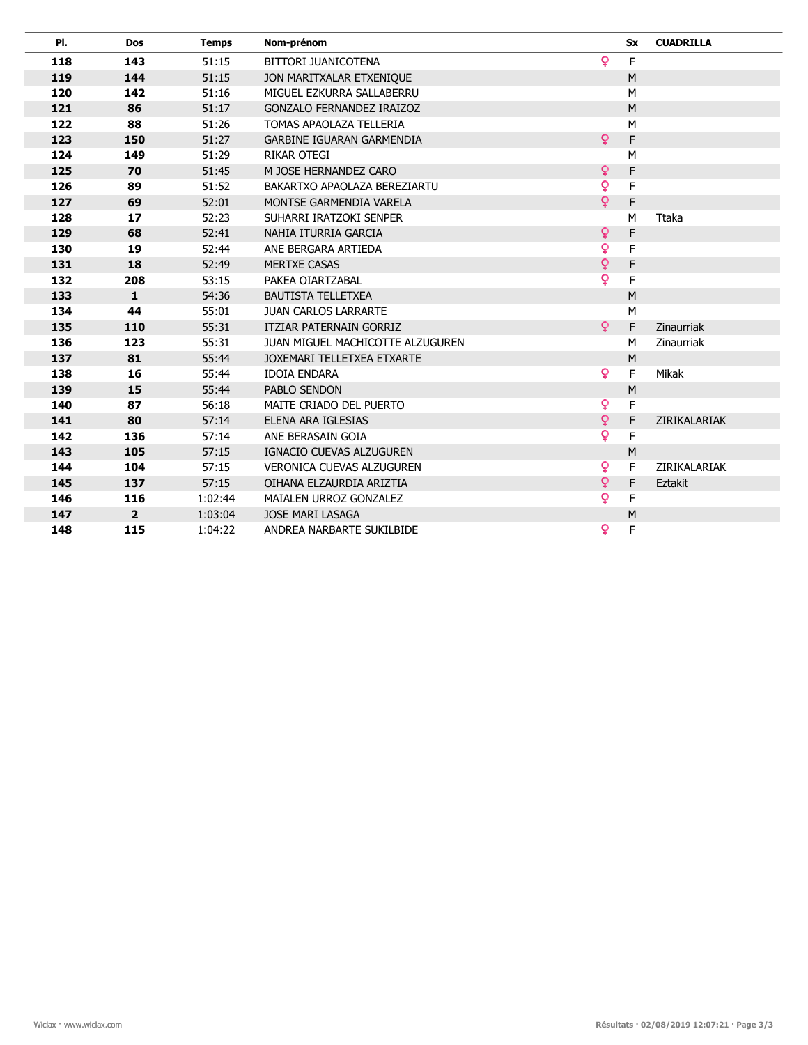| Pl. | Dos | Temps | Nom-prénom | | Sx | CUADRILLA |
|---|---|---|---|---|---|---|
| 118 | 143 | 51:15 | BITTORI JUANICOTENA | ♀ | F | |
| 119 | 144 | 51:15 | JON MARITXALAR ETXENIQUE | | M | |
| 120 | 142 | 51:16 | MIGUEL EZKURRA SALLABERRU | | M | |
| 121 | 86 | 51:17 | GONZALO FERNANDEZ IRAIZOZ | | M | |
| 122 | 88 | 51:26 | TOMAS APAOLAZA TELLERIA | | M | |
| 123 | 150 | 51:27 | GARBINE IGUARAN GARMENDIA | ♀ | F | |
| 124 | 149 | 51:29 | RIKAR OTEGI | | M | |
| 125 | 70 | 51:45 | M JOSE HERNANDEZ CARO | ♀ | F | |
| 126 | 89 | 51:52 | BAKARTXO APAOLAZA BEREZIARTU | ♀ | F | |
| 127 | 69 | 52:01 | MONTSE GARMENDIA VARELA | ♀ | F | |
| 128 | 17 | 52:23 | SUHARRI IRATZOKI SENPER | | M | Ttaka |
| 129 | 68 | 52:41 | NAHIA ITURRIA GARCIA | ♀ | F | |
| 130 | 19 | 52:44 | ANE BERGARA ARTIEDA | ♀ | F | |
| 131 | 18 | 52:49 | MERTXE CASAS | ♀ | F | |
| 132 | 208 | 53:15 | PAKEA OIARTZABAL | ♀ | F | |
| 133 | 1 | 54:36 | BAUTISTA TELLETXEA | | M | |
| 134 | 44 | 55:01 | JUAN CARLOS LARRARTE | | M | |
| 135 | 110 | 55:31 | ITZIAR PATERNAIN GORRIZ | ♀ | F | Zinaurriak |
| 136 | 123 | 55:31 | JUAN MIGUEL MACHICOTTE ALZUGUREN | | M | Zinaurriak |
| 137 | 81 | 55:44 | JOXEMARI TELLETXEA ETXARTE | | M | |
| 138 | 16 | 55:44 | IDOIA ENDARA | ♀ | F | Mikak |
| 139 | 15 | 55:44 | PABLO SENDON | | M | |
| 140 | 87 | 56:18 | MAITE CRIADO DEL PUERTO | ♀ | F | |
| 141 | 80 | 57:14 | ELENA ARA IGLESIAS | ♀ | F | ZIRIKALARIAK |
| 142 | 136 | 57:14 | ANE BERASAIN GOIA | ♀ | F | |
| 143 | 105 | 57:15 | IGNACIO CUEVAS ALZUGUREN | | M | |
| 144 | 104 | 57:15 | VERONICA CUEVAS ALZUGUREN | ♀ | F | ZIRIKALARIAK |
| 145 | 137 | 57:15 | OIHANA ELZAURDIA ARIZTIA | ♀ | F | Eztakit |
| 146 | 116 | 1:02:44 | MAIALEN URROZ GONZALEZ | ♀ | F | |
| 147 | 2 | 1:03:04 | JOSE MARI LASAGA | | M | |
| 148 | 115 | 1:04:22 | ANDREA NARBARTE SUKILBIDE | ♀ | F | |